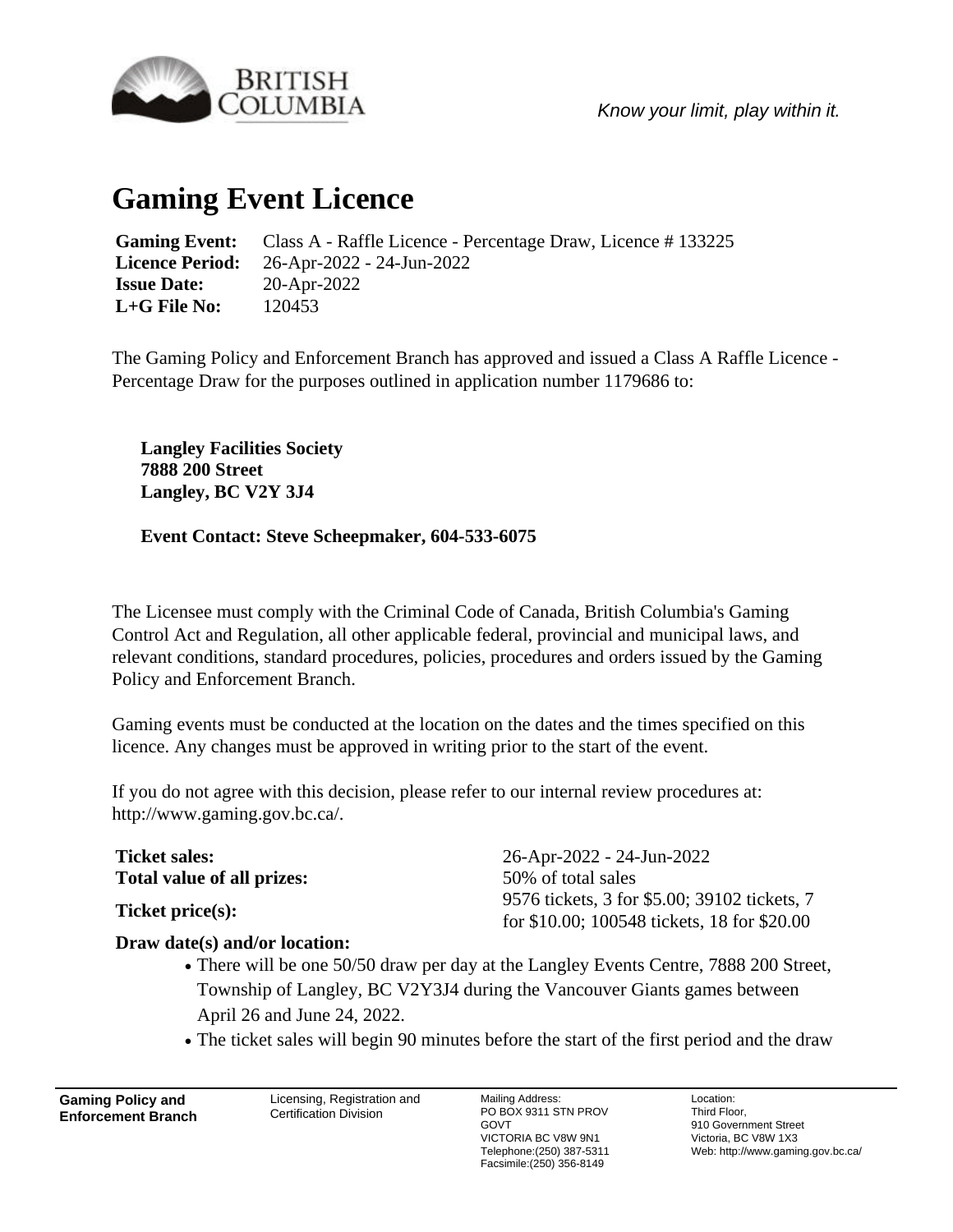*Know your limit, play within it.*

# Gaming Event Licence

| | |
|---|---|
| **Gaming Event:** | Class A - Raffle Licence - Percentage Draw, Licence # 133225 |
| **Licence Period:** | 26-Apr-2022 - 24-Jun-2022 |
| **Issue Date:** | 20-Apr-2022 |
| **L+G File No:** | 120453 |

The Gaming Policy and Enforcement Branch has approved and issued a Class A Raffle Licence - Percentage Draw for the purposes outlined in application number 1179686 to:

**Langley Facilities Society**
**7888 200 Street**
**Langley, BC V2Y 3J4**

**Event Contact: Steve Scheepmaker, 604-533-6075**

The Licensee must comply with the Criminal Code of Canada, British Columbia's Gaming Control Act and Regulation, all other applicable federal, provincial and municipal laws, and relevant conditions, standard procedures, policies, procedures and orders issued by the Gaming Policy and Enforcement Branch.

Gaming events must be conducted at the location on the dates and the times specified on this licence. Any changes must be approved in writing prior to the start of the event.

If you do not agree with this decision, please refer to our internal review procedures at: http://www.gaming.gov.bc.ca/.

| | |
|---|---|
| **Ticket sales:** | 26-Apr-2022 - 24-Jun-2022 |
| **Total value of all prizes:** | 50% of total sales |
| **Ticket price(s):** | 9576 tickets, 3 for $5.00; 39102 tickets, 7 for $10.00; 100548 tickets, 18 for $20.00 |

**Draw date(s) and/or location:**

- There will be one 50/50 draw per day at the Langley Events Centre, 7888 200 Street, Township of Langley, BC V2Y3J4 during the Vancouver Giants games between April 26 and June 24, 2022.
- The ticket sales will begin 90 minutes before the start of the first period and the draw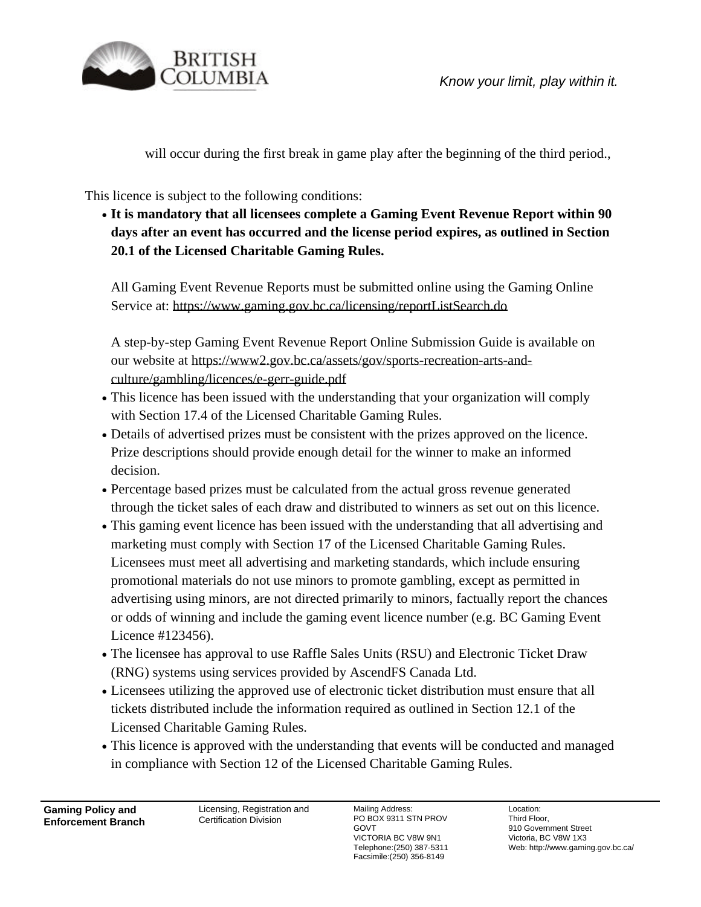will occur during the first break in game play after the beginning of the third period.,

This licence is subject to the following conditions:

- **It is mandatory that all licensees complete a Gaming Event Revenue Report within 90 days after an event has occurred and the license period expires, as outlined in Section 20.1 of the Licensed Charitable Gaming Rules.**

  All Gaming Event Revenue Reports must be submitted online using the Gaming Online Service at: https://www.gaming.gov.bc.ca/licensing/reportListSearch.do

  A step-by-step Gaming Event Revenue Report Online Submission Guide is available on our website at https://www2.gov.bc.ca/assets/gov/sports-recreation-arts-and-culture/gambling/licences/e-gerr-guide.pdf
- This licence has been issued with the understanding that your organization will comply with Section 17.4 of the Licensed Charitable Gaming Rules.
- Details of advertised prizes must be consistent with the prizes approved on the licence. Prize descriptions should provide enough detail for the winner to make an informed decision.
- Percentage based prizes must be calculated from the actual gross revenue generated through the ticket sales of each draw and distributed to winners as set out on this licence.
- This gaming event licence has been issued with the understanding that all advertising and marketing must comply with Section 17 of the Licensed Charitable Gaming Rules. Licensees must meet all advertising and marketing standards, which include ensuring promotional materials do not use minors to promote gambling, except as permitted in advertising using minors, are not directed primarily to minors, factually report the chances or odds of winning and include the gaming event licence number (e.g. BC Gaming Event Licence #123456).
- The licensee has approval to use Raffle Sales Units (RSU) and Electronic Ticket Draw (RNG) systems using services provided by AscendFS Canada Ltd.
- Licensees utilizing the approved use of electronic ticket distribution must ensure that all tickets distributed include the information required as outlined in Section 12.1 of the Licensed Charitable Gaming Rules.
- This licence is approved with the understanding that events will be conducted and managed in compliance with Section 12 of the Licensed Charitable Gaming Rules.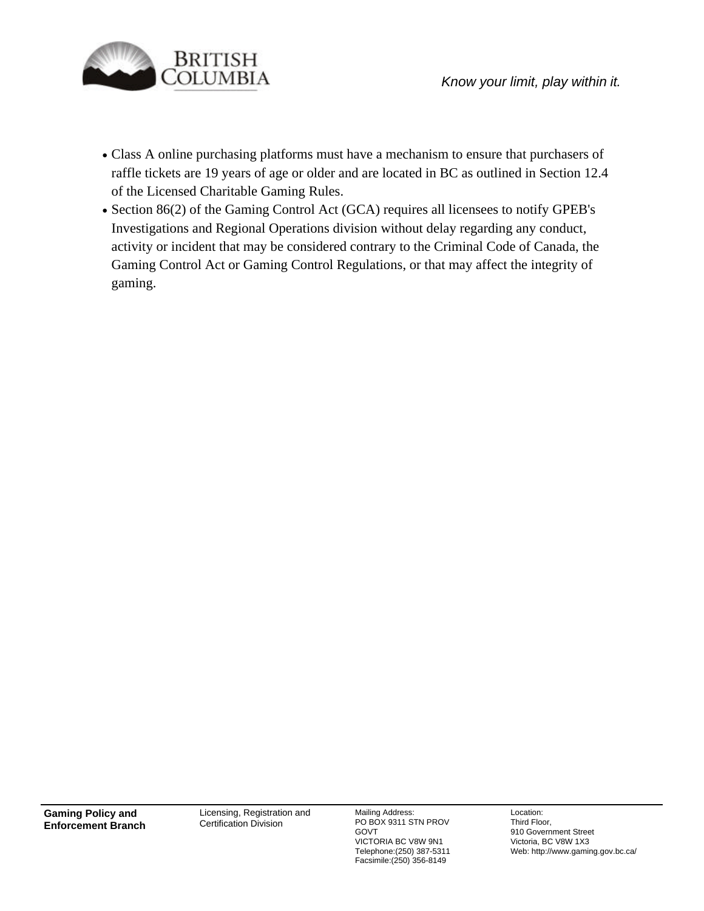- Class A online purchasing platforms must have a mechanism to ensure that purchasers of raffle tickets are 19 years of age or older and are located in BC as outlined in Section 12.4 of the Licensed Charitable Gaming Rules.
- Section 86(2) of the Gaming Control Act (GCA) requires all licensees to notify GPEB's Investigations and Regional Operations division without delay regarding any conduct, activity or incident that may be considered contrary to the Criminal Code of Canada, the Gaming Control Act or Gaming Control Regulations, or that may affect the integrity of gaming.